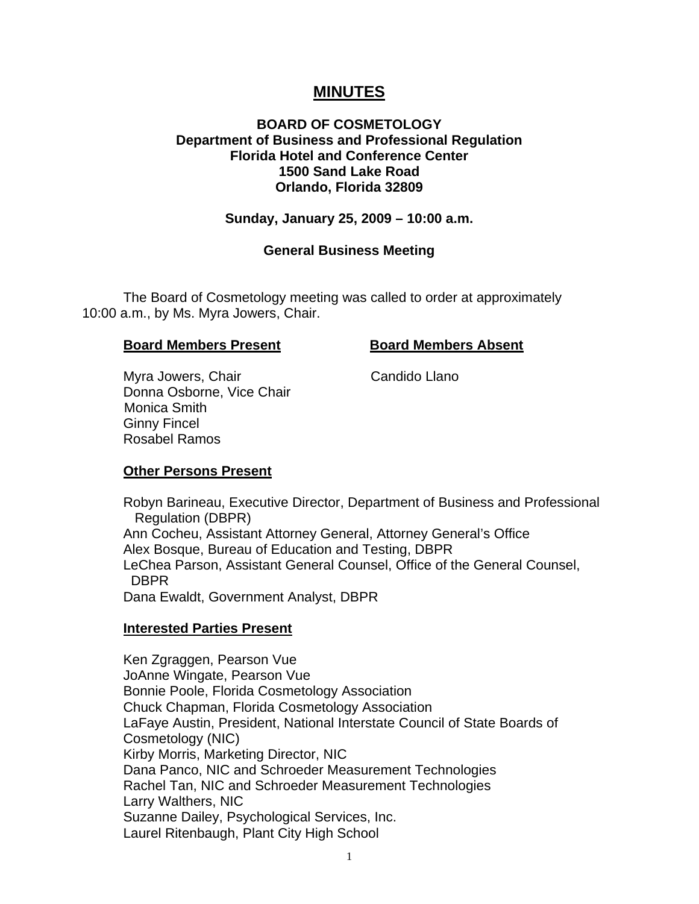# MINUTES

**BOARD OF COSMETOLOGY**
**Department of Business and Professional Regulation**
**Florida Hotel and Conference Center**
**1500 Sand Lake Road**
**Orlando, Florida 32809**

**Sunday, January 25, 2009 – 10:00 a.m.**

**General Business Meeting**

The Board of Cosmetology meeting was called to order at approximately 10:00 a.m., by Ms. Myra Jowers, Chair.

| **Board Members Present** | **Board Members Absent** |
|---|---|
| Myra Jowers, Chair | Candido Llano |
| Donna Osborne, Vice Chair | |
| Monica Smith | |
| Ginny Fincel | |
| Rosabel Ramos | |

**Other Persons Present**

Robyn Barineau, Executive Director, Department of Business and Professional Regulation (DBPR)
Ann Cocheu, Assistant Attorney General, Attorney General's Office
Alex Bosque, Bureau of Education and Testing, DBPR
LeChea Parson, Assistant General Counsel, Office of the General Counsel, DBPR
Dana Ewaldt, Government Analyst, DBPR

**Interested Parties Present**

Ken Zgraggen, Pearson Vue
JoAnne Wingate, Pearson Vue
Bonnie Poole, Florida Cosmetology Association
Chuck Chapman, Florida Cosmetology Association
LaFaye Austin, President, National Interstate Council of State Boards of Cosmetology (NIC)
Kirby Morris, Marketing Director, NIC
Dana Panco, NIC and Schroeder Measurement Technologies
Rachel Tan, NIC and Schroeder Measurement Technologies
Larry Walthers, NIC
Suzanne Dailey, Psychological Services, Inc.
Laurel Ritenbaugh, Plant City High School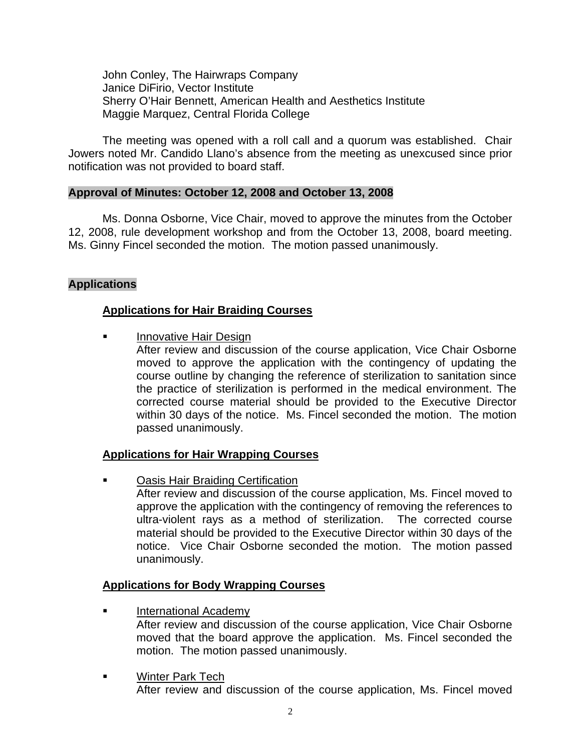John Conley, The Hairwraps Company
Janice DiFirio, Vector Institute
Sherry O'Hair Bennett, American Health and Aesthetics Institute
Maggie Marquez, Central Florida College

The meeting was opened with a roll call and a quorum was established. Chair Jowers noted Mr. Candido Llano's absence from the meeting as unexcused since prior notification was not provided to board staff.

**Approval of Minutes: October 12, 2008 and October 13, 2008**

Ms. Donna Osborne, Vice Chair, moved to approve the minutes from the October 12, 2008, rule development workshop and from the October 13, 2008, board meeting. Ms. Ginny Fincel seconded the motion. The motion passed unanimously.

**Applications**

**Applications for Hair Braiding Courses**

- Innovative Hair Design
  After review and discussion of the course application, Vice Chair Osborne moved to approve the application with the contingency of updating the course outline by changing the reference of sterilization to sanitation since the practice of sterilization is performed in the medical environment. The corrected course material should be provided to the Executive Director within 30 days of the notice. Ms. Fincel seconded the motion. The motion passed unanimously.

**Applications for Hair Wrapping Courses**

- Oasis Hair Braiding Certification
  After review and discussion of the course application, Ms. Fincel moved to approve the application with the contingency of removing the references to ultra-violent rays as a method of sterilization. The corrected course material should be provided to the Executive Director within 30 days of the notice. Vice Chair Osborne seconded the motion. The motion passed unanimously.

**Applications for Body Wrapping Courses**

- International Academy
  After review and discussion of the course application, Vice Chair Osborne moved that the board approve the application. Ms. Fincel seconded the motion. The motion passed unanimously.

- Winter Park Tech
  After review and discussion of the course application, Ms. Fincel moved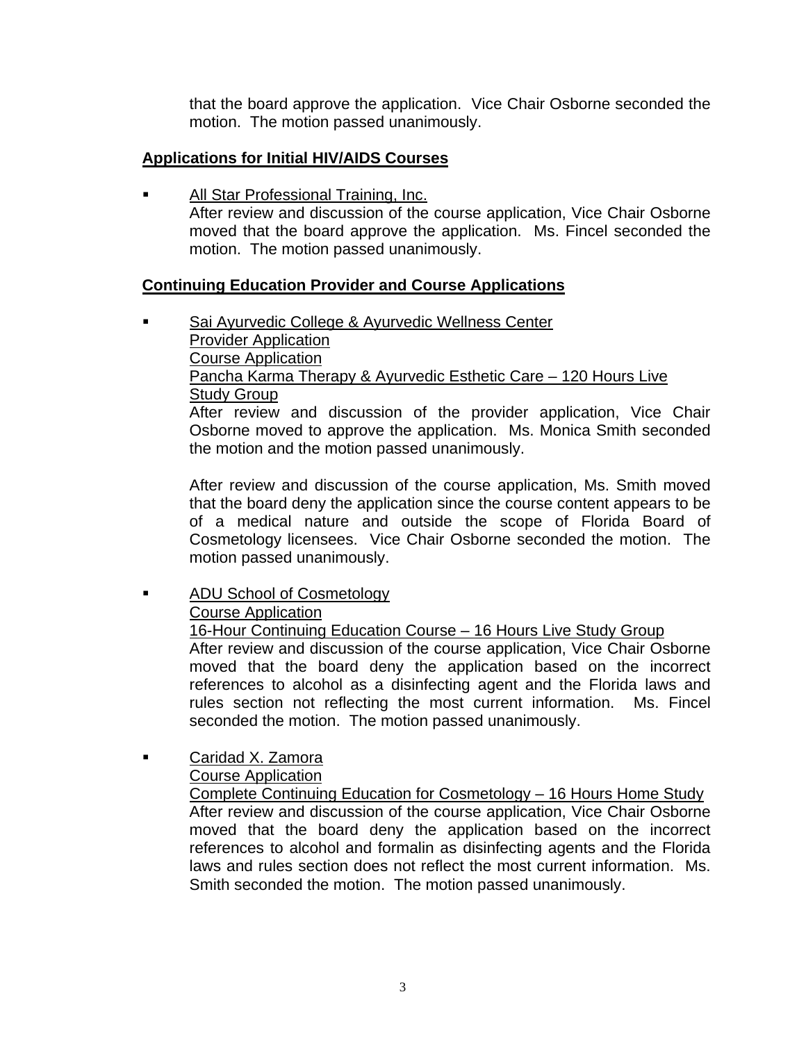that the board approve the application. Vice Chair Osborne seconded the motion. The motion passed unanimously.

**Applications for Initial HIV/AIDS Courses**

- All Star Professional Training, Inc.
  After review and discussion of the course application, Vice Chair Osborne moved that the board approve the application. Ms. Fincel seconded the motion. The motion passed unanimously.

**Continuing Education Provider and Course Applications**

- Sai Ayurvedic College & Ayurvedic Wellness Center
  Provider Application
  Course Application
  Pancha Karma Therapy & Ayurvedic Esthetic Care – 120 Hours Live Study Group
  After review and discussion of the provider application, Vice Chair Osborne moved to approve the application. Ms. Monica Smith seconded the motion and the motion passed unanimously.

  After review and discussion of the course application, Ms. Smith moved that the board deny the application since the course content appears to be of a medical nature and outside the scope of Florida Board of Cosmetology licensees. Vice Chair Osborne seconded the motion. The motion passed unanimously.

- ADU School of Cosmetology
  Course Application
  16-Hour Continuing Education Course – 16 Hours Live Study Group
  After review and discussion of the course application, Vice Chair Osborne moved that the board deny the application based on the incorrect references to alcohol as a disinfecting agent and the Florida laws and rules section not reflecting the most current information. Ms. Fincel seconded the motion. The motion passed unanimously.

- Caridad X. Zamora
  Course Application
  Complete Continuing Education for Cosmetology – 16 Hours Home Study
  After review and discussion of the course application, Vice Chair Osborne moved that the board deny the application based on the incorrect references to alcohol and formalin as disinfecting agents and the Florida laws and rules section does not reflect the most current information. Ms. Smith seconded the motion. The motion passed unanimously.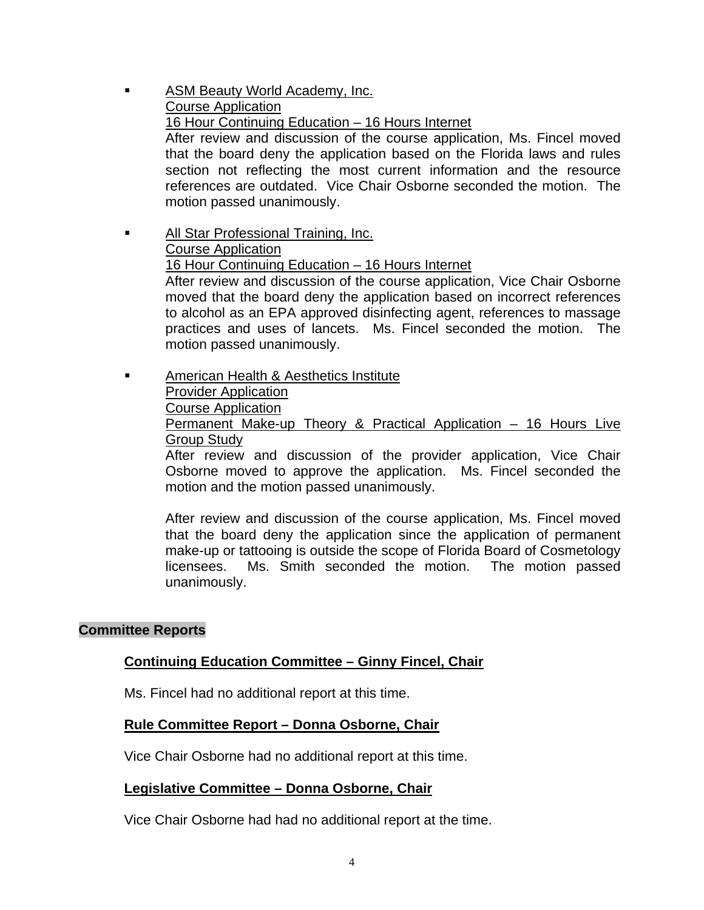- ASM Beauty World Academy, Inc.
  Course Application
  16 Hour Continuing Education – 16 Hours Internet
  After review and discussion of the course application, Ms. Fincel moved that the board deny the application based on the Florida laws and rules section not reflecting the most current information and the resource references are outdated. Vice Chair Osborne seconded the motion. The motion passed unanimously.

- All Star Professional Training, Inc.
  Course Application
  16 Hour Continuing Education – 16 Hours Internet
  After review and discussion of the course application, Vice Chair Osborne moved that the board deny the application based on incorrect references to alcohol as an EPA approved disinfecting agent, references to massage practices and uses of lancets. Ms. Fincel seconded the motion. The motion passed unanimously.

- American Health & Aesthetics Institute
  Provider Application
  Course Application
  Permanent Make-up Theory & Practical Application – 16 Hours Live Group Study
  After review and discussion of the provider application, Vice Chair Osborne moved to approve the application. Ms. Fincel seconded the motion and the motion passed unanimously.

  After review and discussion of the course application, Ms. Fincel moved that the board deny the application since the application of permanent make-up or tattooing is outside the scope of Florida Board of Cosmetology licensees. Ms. Smith seconded the motion. The motion passed unanimously.

## Committee Reports

### Continuing Education Committee – Ginny Fincel, Chair

Ms. Fincel had no additional report at this time.

### Rule Committee Report – Donna Osborne, Chair

Vice Chair Osborne had no additional report at this time.

### Legislative Committee – Donna Osborne, Chair

Vice Chair Osborne had had no additional report at the time.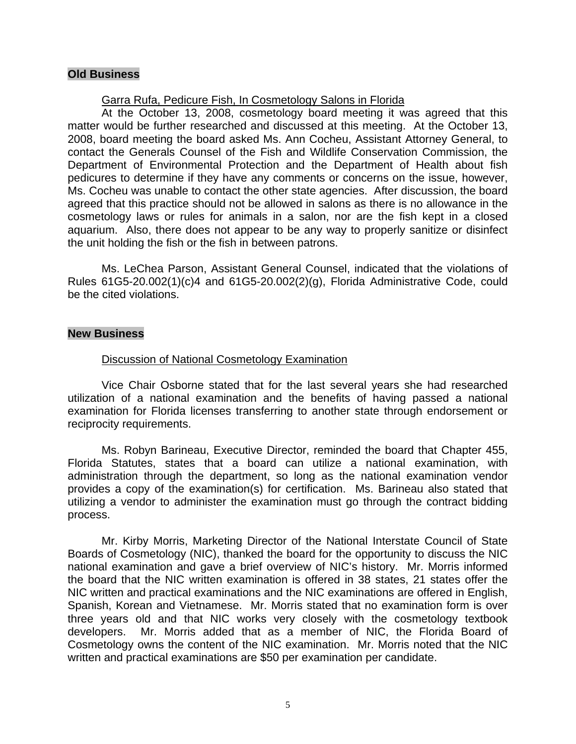**Old Business**

Garra Rufa, Pedicure Fish, In Cosmetology Salons in Florida

At the October 13, 2008, cosmetology board meeting it was agreed that this matter would be further researched and discussed at this meeting. At the October 13, 2008, board meeting the board asked Ms. Ann Cocheu, Assistant Attorney General, to contact the Generals Counsel of the Fish and Wildlife Conservation Commission, the Department of Environmental Protection and the Department of Health about fish pedicures to determine if they have any comments or concerns on the issue, however, Ms. Cocheu was unable to contact the other state agencies. After discussion, the board agreed that this practice should not be allowed in salons as there is no allowance in the cosmetology laws or rules for animals in a salon, nor are the fish kept in a closed aquarium. Also, there does not appear to be any way to properly sanitize or disinfect the unit holding the fish or the fish in between patrons.

Ms. LeChea Parson, Assistant General Counsel, indicated that the violations of Rules 61G5-20.002(1)(c)4 and 61G5-20.002(2)(g), Florida Administrative Code, could be the cited violations.

**New Business**

Discussion of National Cosmetology Examination

Vice Chair Osborne stated that for the last several years she had researched utilization of a national examination and the benefits of having passed a national examination for Florida licenses transferring to another state through endorsement or reciprocity requirements.

Ms. Robyn Barineau, Executive Director, reminded the board that Chapter 455, Florida Statutes, states that a board can utilize a national examination, with administration through the department, so long as the national examination vendor provides a copy of the examination(s) for certification. Ms. Barineau also stated that utilizing a vendor to administer the examination must go through the contract bidding process.

Mr. Kirby Morris, Marketing Director of the National Interstate Council of State Boards of Cosmetology (NIC), thanked the board for the opportunity to discuss the NIC national examination and gave a brief overview of NIC's history. Mr. Morris informed the board that the NIC written examination is offered in 38 states, 21 states offer the NIC written and practical examinations and the NIC examinations are offered in English, Spanish, Korean and Vietnamese. Mr. Morris stated that no examination form is over three years old and that NIC works very closely with the cosmetology textbook developers. Mr. Morris added that as a member of NIC, the Florida Board of Cosmetology owns the content of the NIC examination. Mr. Morris noted that the NIC written and practical examinations are $50 per examination per candidate.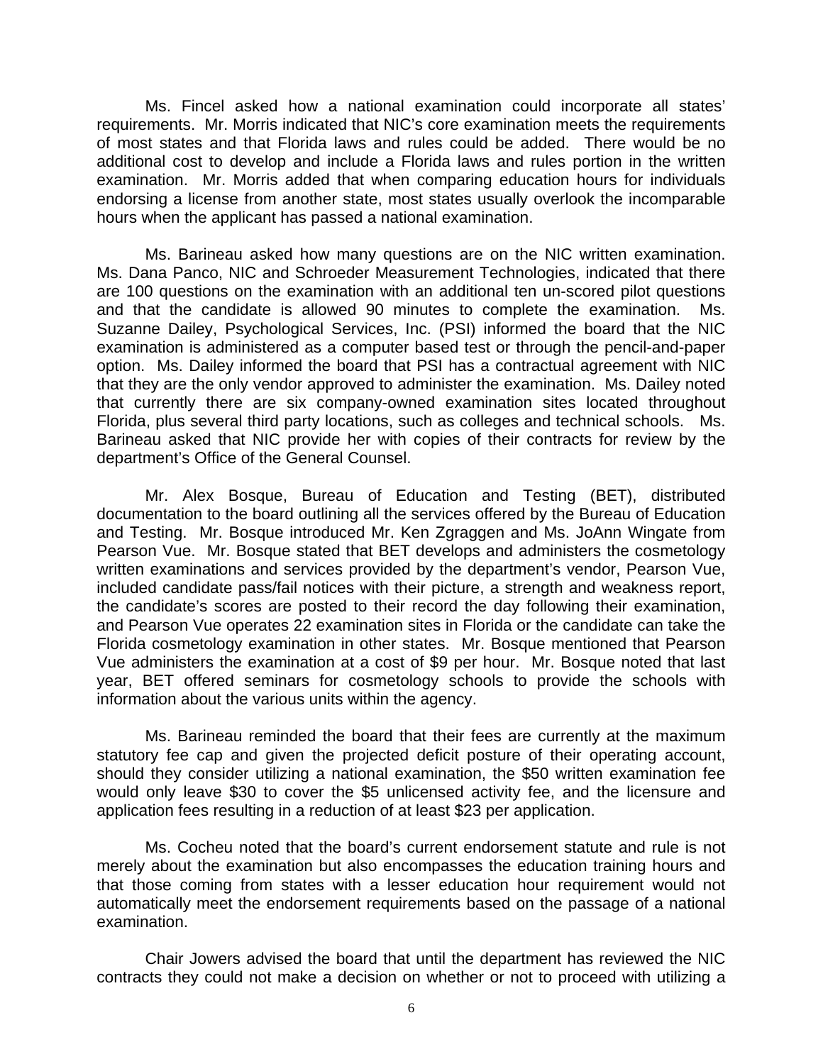Ms. Fincel asked how a national examination could incorporate all states' requirements. Mr. Morris indicated that NIC's core examination meets the requirements of most states and that Florida laws and rules could be added. There would be no additional cost to develop and include a Florida laws and rules portion in the written examination. Mr. Morris added that when comparing education hours for individuals endorsing a license from another state, most states usually overlook the incomparable hours when the applicant has passed a national examination.

Ms. Barineau asked how many questions are on the NIC written examination. Ms. Dana Panco, NIC and Schroeder Measurement Technologies, indicated that there are 100 questions on the examination with an additional ten un-scored pilot questions and that the candidate is allowed 90 minutes to complete the examination. Ms. Suzanne Dailey, Psychological Services, Inc. (PSI) informed the board that the NIC examination is administered as a computer based test or through the pencil-and-paper option. Ms. Dailey informed the board that PSI has a contractual agreement with NIC that they are the only vendor approved to administer the examination. Ms. Dailey noted that currently there are six company-owned examination sites located throughout Florida, plus several third party locations, such as colleges and technical schools. Ms. Barineau asked that NIC provide her with copies of their contracts for review by the department's Office of the General Counsel.

Mr. Alex Bosque, Bureau of Education and Testing (BET), distributed documentation to the board outlining all the services offered by the Bureau of Education and Testing. Mr. Bosque introduced Mr. Ken Zgraggen and Ms. JoAnn Wingate from Pearson Vue. Mr. Bosque stated that BET develops and administers the cosmetology written examinations and services provided by the department's vendor, Pearson Vue, included candidate pass/fail notices with their picture, a strength and weakness report, the candidate's scores are posted to their record the day following their examination, and Pearson Vue operates 22 examination sites in Florida or the candidate can take the Florida cosmetology examination in other states. Mr. Bosque mentioned that Pearson Vue administers the examination at a cost of $9 per hour. Mr. Bosque noted that last year, BET offered seminars for cosmetology schools to provide the schools with information about the various units within the agency.

Ms. Barineau reminded the board that their fees are currently at the maximum statutory fee cap and given the projected deficit posture of their operating account, should they consider utilizing a national examination, the $50 written examination fee would only leave $30 to cover the $5 unlicensed activity fee, and the licensure and application fees resulting in a reduction of at least $23 per application.

Ms. Cocheu noted that the board's current endorsement statute and rule is not merely about the examination but also encompasses the education training hours and that those coming from states with a lesser education hour requirement would not automatically meet the endorsement requirements based on the passage of a national examination.

Chair Jowers advised the board that until the department has reviewed the NIC contracts they could not make a decision on whether or not to proceed with utilizing a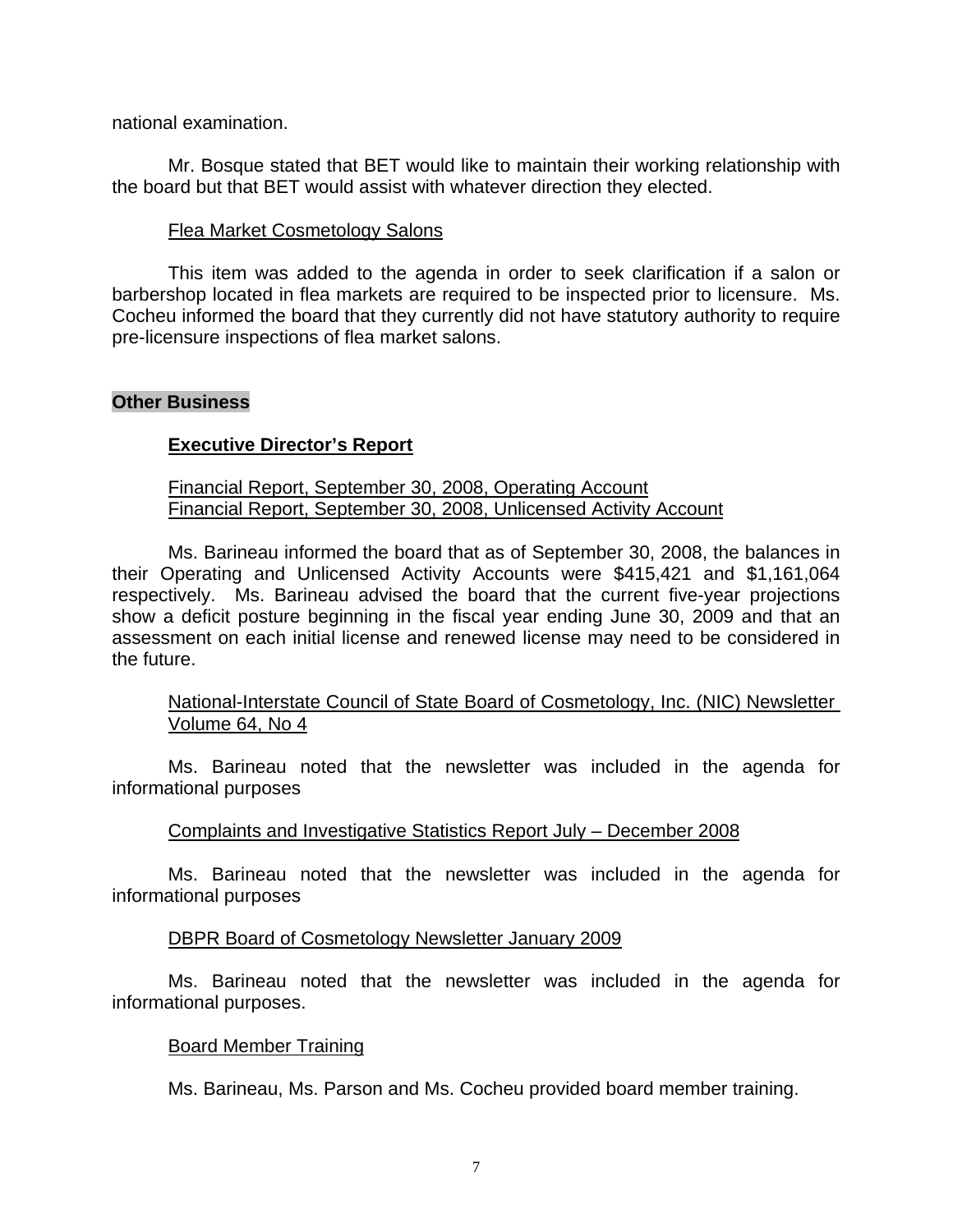national examination.

Mr. Bosque stated that BET would like to maintain their working relationship with the board but that BET would assist with whatever direction they elected.

Flea Market Cosmetology Salons

This item was added to the agenda in order to seek clarification if a salon or barbershop located in flea markets are required to be inspected prior to licensure. Ms. Cocheu informed the board that they currently did not have statutory authority to require pre-licensure inspections of flea market salons.

## Other Business

### Executive Director's Report

Financial Report, September 30, 2008, Operating Account
Financial Report, September 30, 2008, Unlicensed Activity Account

Ms. Barineau informed the board that as of September 30, 2008, the balances in their Operating and Unlicensed Activity Accounts were $415,421 and $1,161,064 respectively. Ms. Barineau advised the board that the current five-year projections show a deficit posture beginning in the fiscal year ending June 30, 2009 and that an assessment on each initial license and renewed license may need to be considered in the future.

National-Interstate Council of State Board of Cosmetology, Inc. (NIC) Newsletter Volume 64, No 4

Ms. Barineau noted that the newsletter was included in the agenda for informational purposes

Complaints and Investigative Statistics Report July – December 2008

Ms. Barineau noted that the newsletter was included in the agenda for informational purposes

DBPR Board of Cosmetology Newsletter January 2009

Ms. Barineau noted that the newsletter was included in the agenda for informational purposes.

Board Member Training

Ms. Barineau, Ms. Parson and Ms. Cocheu provided board member training.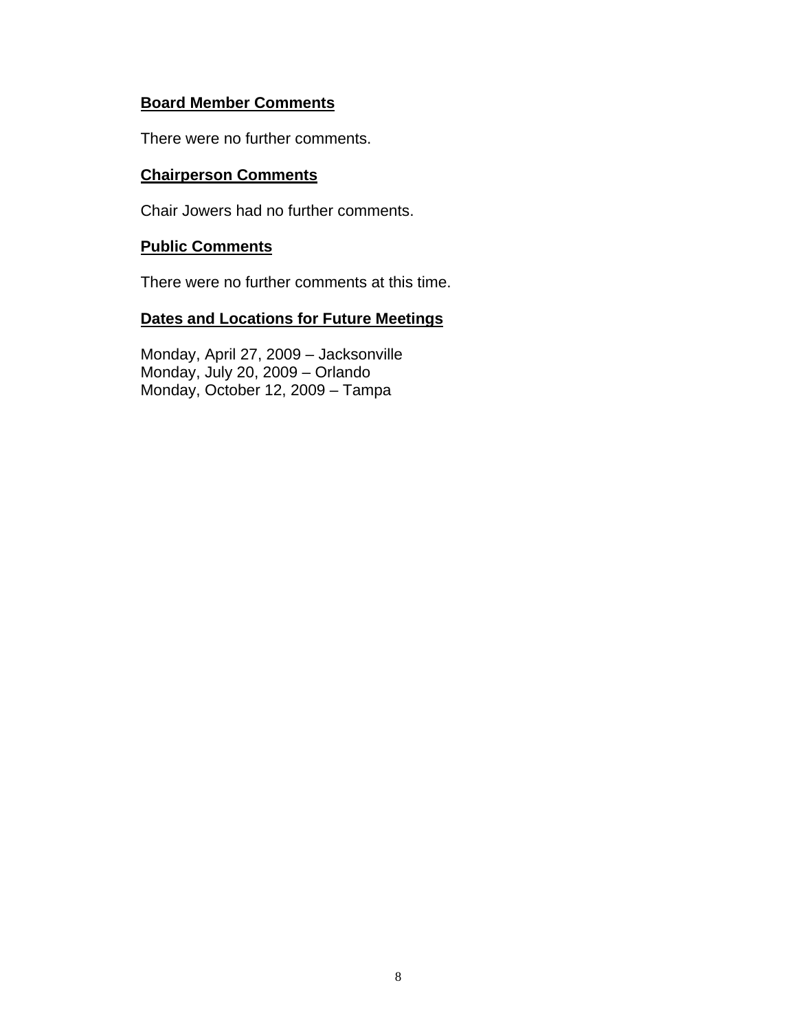**Board Member Comments**

There were no further comments.

**Chairperson Comments**

Chair Jowers had no further comments.

**Public Comments**

There were no further comments at this time.

**Dates and Locations for Future Meetings**

Monday, April 27, 2009 – Jacksonville
Monday, July 20, 2009 – Orlando
Monday, October 12, 2009 – Tampa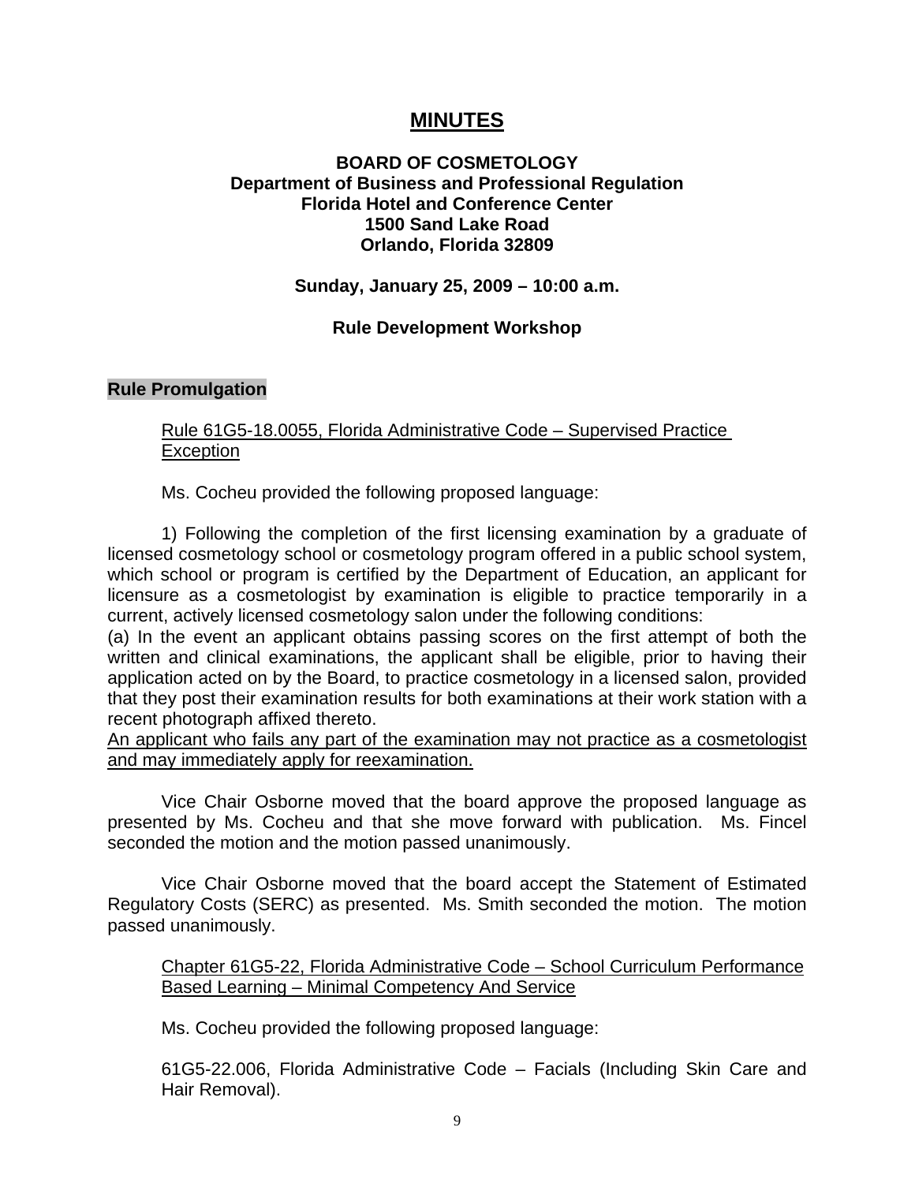# MINUTES

**BOARD OF COSMETOLOGY**
**Department of Business and Professional Regulation**
**Florida Hotel and Conference Center**
**1500 Sand Lake Road**
**Orlando, Florida 32809**

**Sunday, January 25, 2009 – 10:00 a.m.**

**Rule Development Workshop**

## Rule Promulgation

<u>Rule 61G5-18.0055, Florida Administrative Code – Supervised Practice Exception</u>

Ms. Cocheu provided the following proposed language:

1) Following the completion of the first licensing examination by a graduate of licensed cosmetology school or cosmetology program offered in a public school system, which school or program is certified by the Department of Education, an applicant for licensure as a cosmetologist by examination is eligible to practice temporarily in a current, actively licensed cosmetology salon under the following conditions:
(a) In the event an applicant obtains passing scores on the first attempt of both the written and clinical examinations, the applicant shall be eligible, prior to having their application acted on by the Board, to practice cosmetology in a licensed salon, provided that they post their examination results for both examinations at their work station with a recent photograph affixed thereto.
<u>An applicant who fails any part of the examination may not practice as a cosmetologist and may immediately apply for reexamination.</u>

Vice Chair Osborne moved that the board approve the proposed language as presented by Ms. Cocheu and that she move forward with publication. Ms. Fincel seconded the motion and the motion passed unanimously.

Vice Chair Osborne moved that the board accept the Statement of Estimated Regulatory Costs (SERC) as presented. Ms. Smith seconded the motion. The motion passed unanimously.

<u>Chapter 61G5-22, Florida Administrative Code – School Curriculum Performance Based Learning – Minimal Competency And Service</u>

Ms. Cocheu provided the following proposed language:

61G5-22.006, Florida Administrative Code – Facials (Including Skin Care and Hair Removal).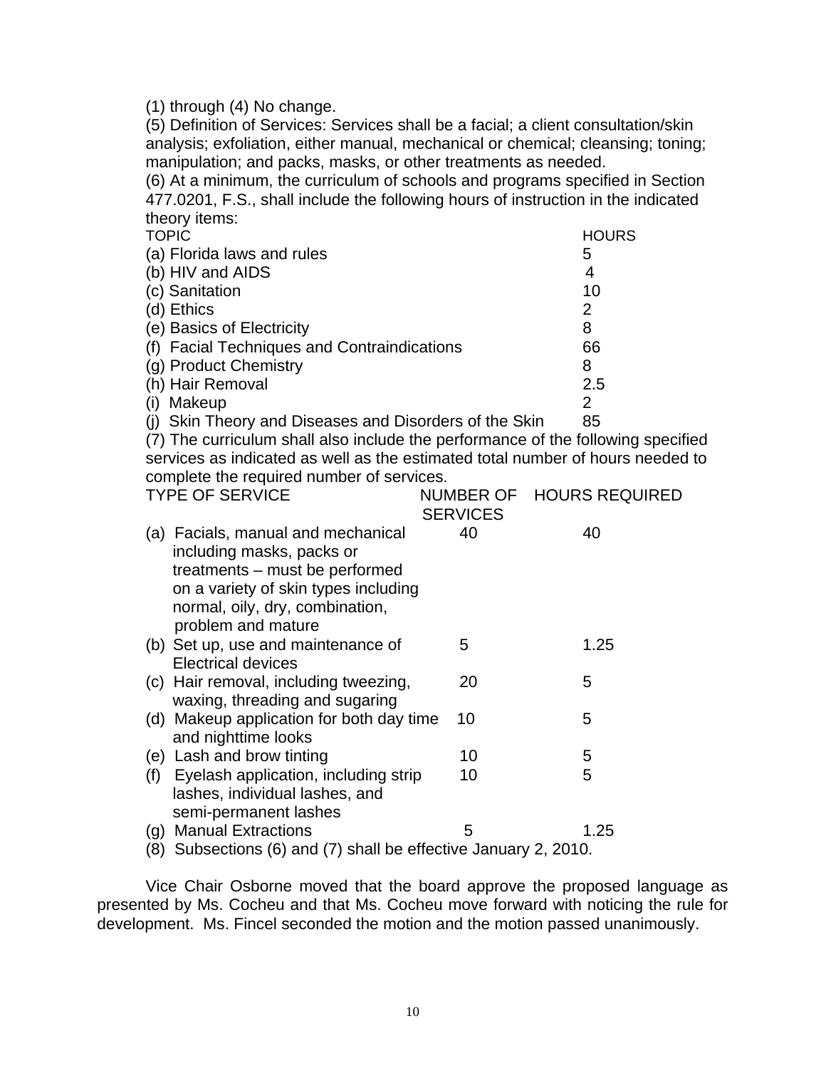(1) through (4) No change.

(5) Definition of Services: Services shall be a facial; a client consultation/skin analysis; exfoliation, either manual, mechanical or chemical; cleansing; toning; manipulation; and packs, masks, or other treatments as needed.

(6) At a minimum, the curriculum of schools and programs specified in Section 477.0201, F.S., shall include the following hours of instruction in the indicated theory items:

| TOPIC | HOURS |
|---|---|
| (a) Florida laws and rules | 5 |
| (b) HIV and AIDS | 4 |
| (c) Sanitation | 10 |
| (d) Ethics | 2 |
| (e) Basics of Electricity | 8 |
| (f) Facial Techniques and Contraindications | 66 |
| (g) Product Chemistry | 8 |
| (h) Hair Removal | 2.5 |
| (i) Makeup | 2 |
| (j) Skin Theory and Diseases and Disorders of the Skin | 85 |

(7) The curriculum shall also include the performance of the following specified services as indicated as well as the estimated total number of hours needed to complete the required number of services.

| TYPE OF SERVICE | NUMBER OF SERVICES | HOURS REQUIRED |
|---|---|---|
| (a) Facials, manual and mechanical including masks, packs or treatments – must be performed on a variety of skin types including normal, oily, dry, combination, problem and mature | 40 | 40 |
| (b) Set up, use and maintenance of Electrical devices | 5 | 1.25 |
| (c) Hair removal, including tweezing, waxing, threading and sugaring | 20 | 5 |
| (d) Makeup application for both day time and nighttime looks | 10 | 5 |
| (e) Lash and brow tinting | 10 | 5 |
| (f) Eyelash application, including strip lashes, individual lashes, and semi-permanent lashes | 10 | 5 |
| (g) Manual Extractions | 5 | 1.25 |

(8) Subsections (6) and (7) shall be effective January 2, 2010.

Vice Chair Osborne moved that the board approve the proposed language as presented by Ms. Cocheu and that Ms. Cocheu move forward with noticing the rule for development. Ms. Fincel seconded the motion and the motion passed unanimously.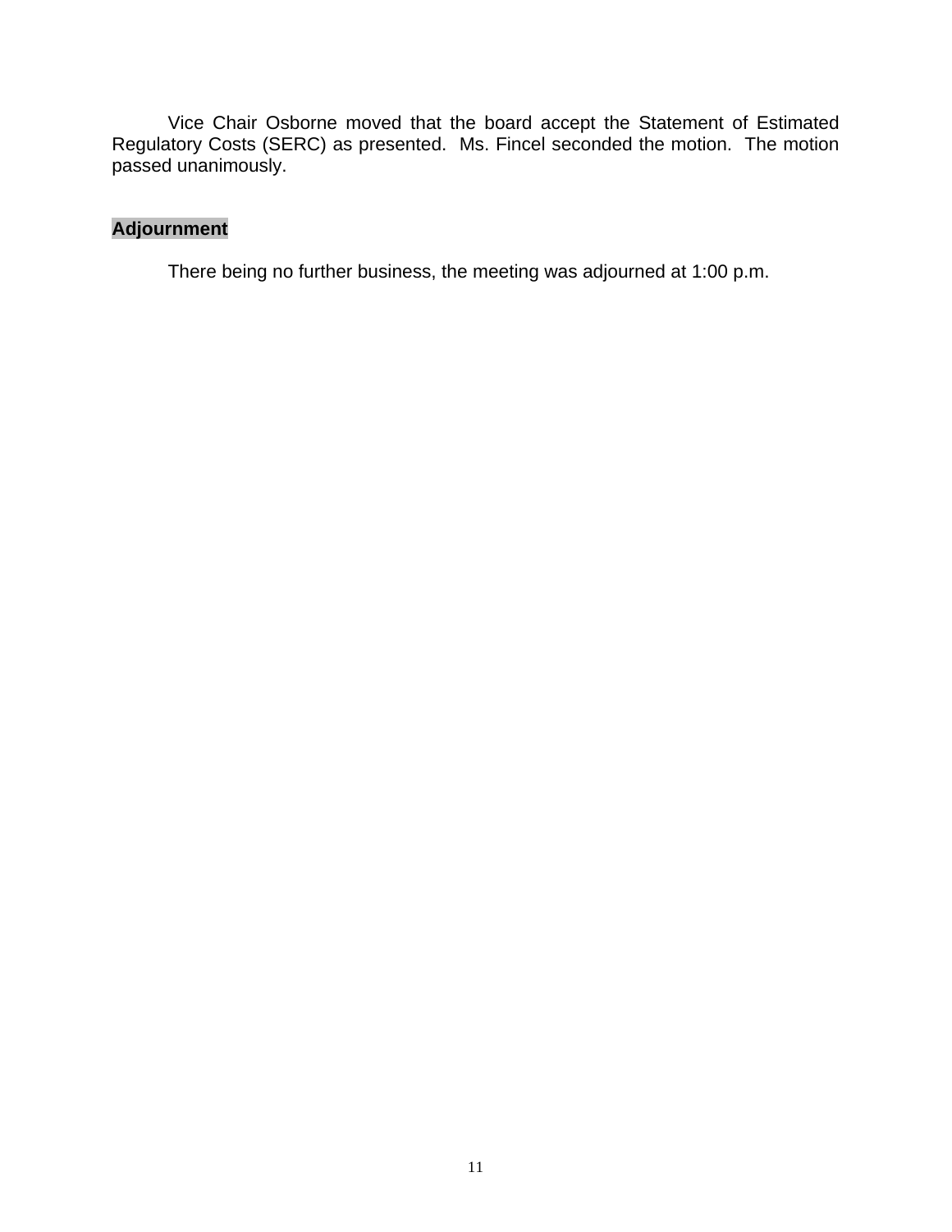Vice Chair Osborne moved that the board accept the Statement of Estimated Regulatory Costs (SERC) as presented. Ms. Fincel seconded the motion. The motion passed unanimously.

## Adjournment

There being no further business, the meeting was adjourned at 1:00 p.m.